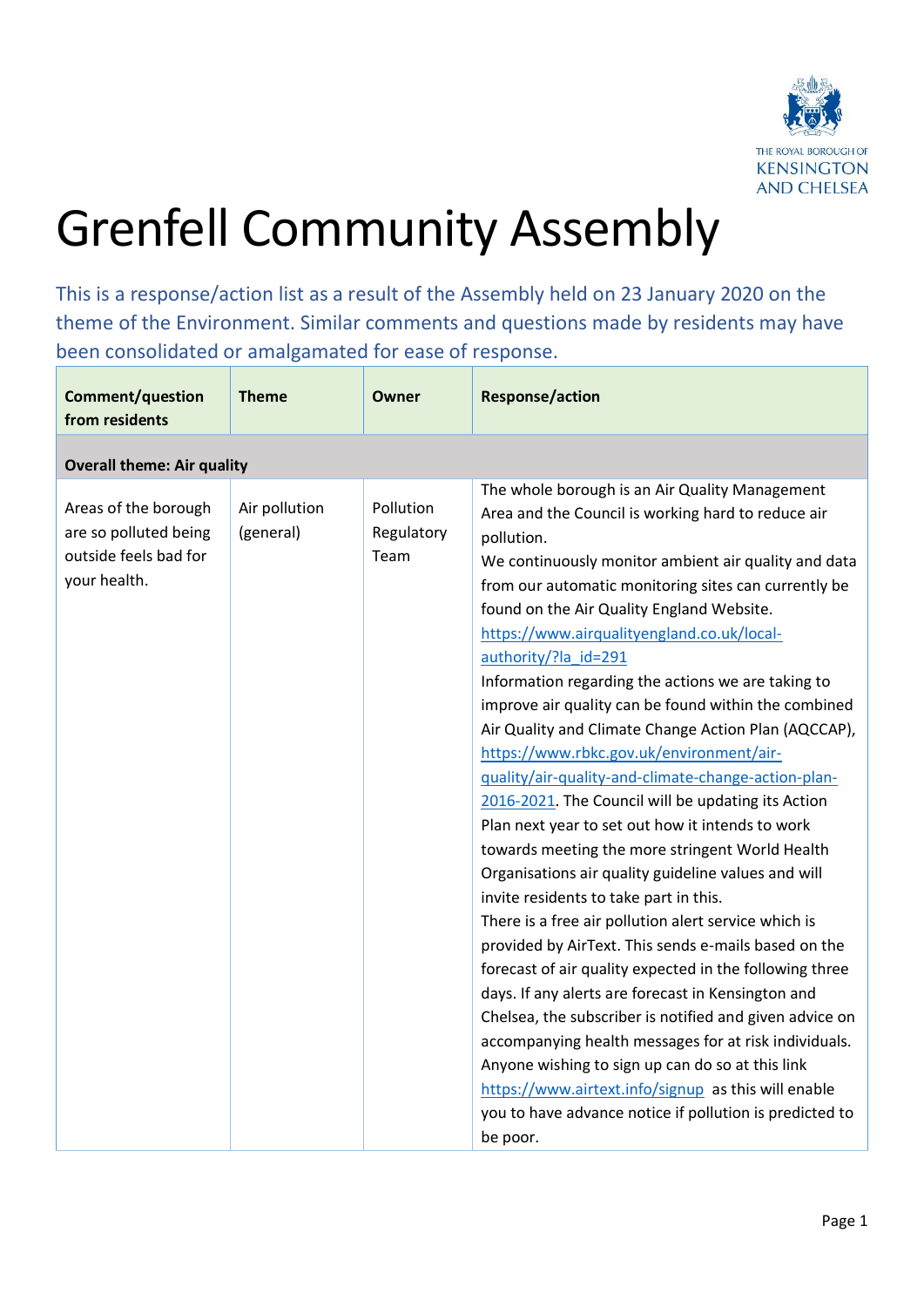# Grenfell Community Assembly

This is a response/action list as a result of the Assembly held on 23 January 2020 on the theme of the Environment. Similar comments and questions made by residents may have been consolidated or amalgamated for ease of response.

| Comment/question from residents | Theme | Owner | Response/action |
|---|---|---|---|
| **Overall theme: Air quality** | | | |
| Areas of the borough are so polluted being outside feels bad for your health. | Air pollution (general) | Pollution Regulatory Team | The whole borough is an Air Quality Management Area and the Council is working hard to reduce air pollution.<br>We continuously monitor ambient air quality and data from our automatic monitoring sites can currently be found on the Air Quality England Website. https://www.airqualityengland.co.uk/local-authority/?la_id=291<br>Information regarding the actions we are taking to improve air quality can be found within the combined Air Quality and Climate Change Action Plan (AQCCAP), https://www.rbkc.gov.uk/environment/air-quality/air-quality-and-climate-change-action-plan-2016-2021. The Council will be updating its Action Plan next year to set out how it intends to work towards meeting the more stringent World Health Organisations air quality guideline values and will invite residents to take part in this.<br>There is a free air pollution alert service which is provided by AirText. This sends e-mails based on the forecast of air quality expected in the following three days. If any alerts are forecast in Kensington and Chelsea, the subscriber is notified and given advice on accompanying health messages for at risk individuals. Anyone wishing to sign up can do so at this link https://www.airtext.info/signup as this will enable you to have advance notice if pollution is predicted to be poor. |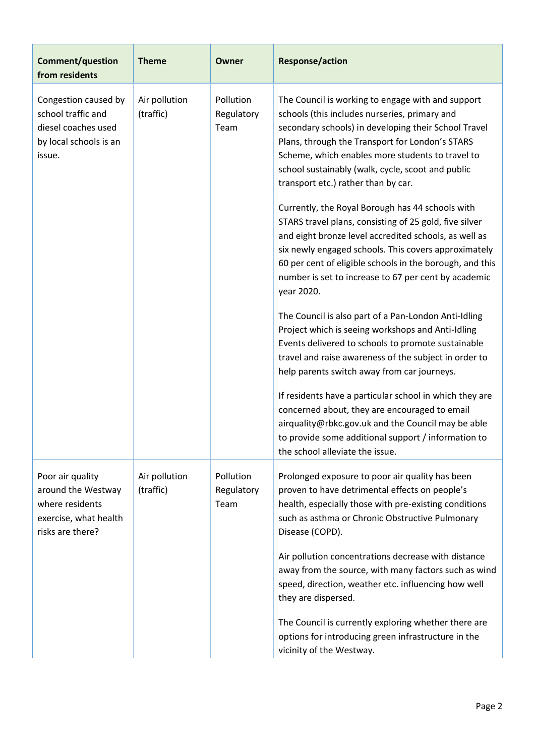| Comment/question from residents | Theme | Owner | Response/action |
|---|---|---|---|
| Congestion caused by school traffic and diesel coaches used by local schools is an issue. | Air pollution (traffic) | Pollution Regulatory Team | The Council is working to engage with and support schools (this includes nurseries, primary and secondary schools) in developing their School Travel Plans, through the Transport for London's STARS Scheme, which enables more students to travel to school sustainably (walk, cycle, scoot and public transport etc.) rather than by car.<br><br>Currently, the Royal Borough has 44 schools with STARS travel plans, consisting of 25 gold, five silver and eight bronze level accredited schools, as well as six newly engaged schools. This covers approximately 60 per cent of eligible schools in the borough, and this number is set to increase to 67 per cent by academic year 2020.<br><br>The Council is also part of a Pan-London Anti-Idling Project which is seeing workshops and Anti-Idling Events delivered to schools to promote sustainable travel and raise awareness of the subject in order to help parents switch away from car journeys.<br><br>If residents have a particular school in which they are concerned about, they are encouraged to email airquality@rbkc.gov.uk and the Council may be able to provide some additional support / information to the school alleviate the issue. |
| Poor air quality around the Westway where residents exercise, what health risks are there? | Air pollution (traffic) | Pollution Regulatory Team | Prolonged exposure to poor air quality has been proven to have detrimental effects on people's health, especially those with pre-existing conditions such as asthma or Chronic Obstructive Pulmonary Disease (COPD).<br><br>Air pollution concentrations decrease with distance away from the source, with many factors such as wind speed, direction, weather etc. influencing how well they are dispersed.<br><br>The Council is currently exploring whether there are options for introducing green infrastructure in the vicinity of the Westway. |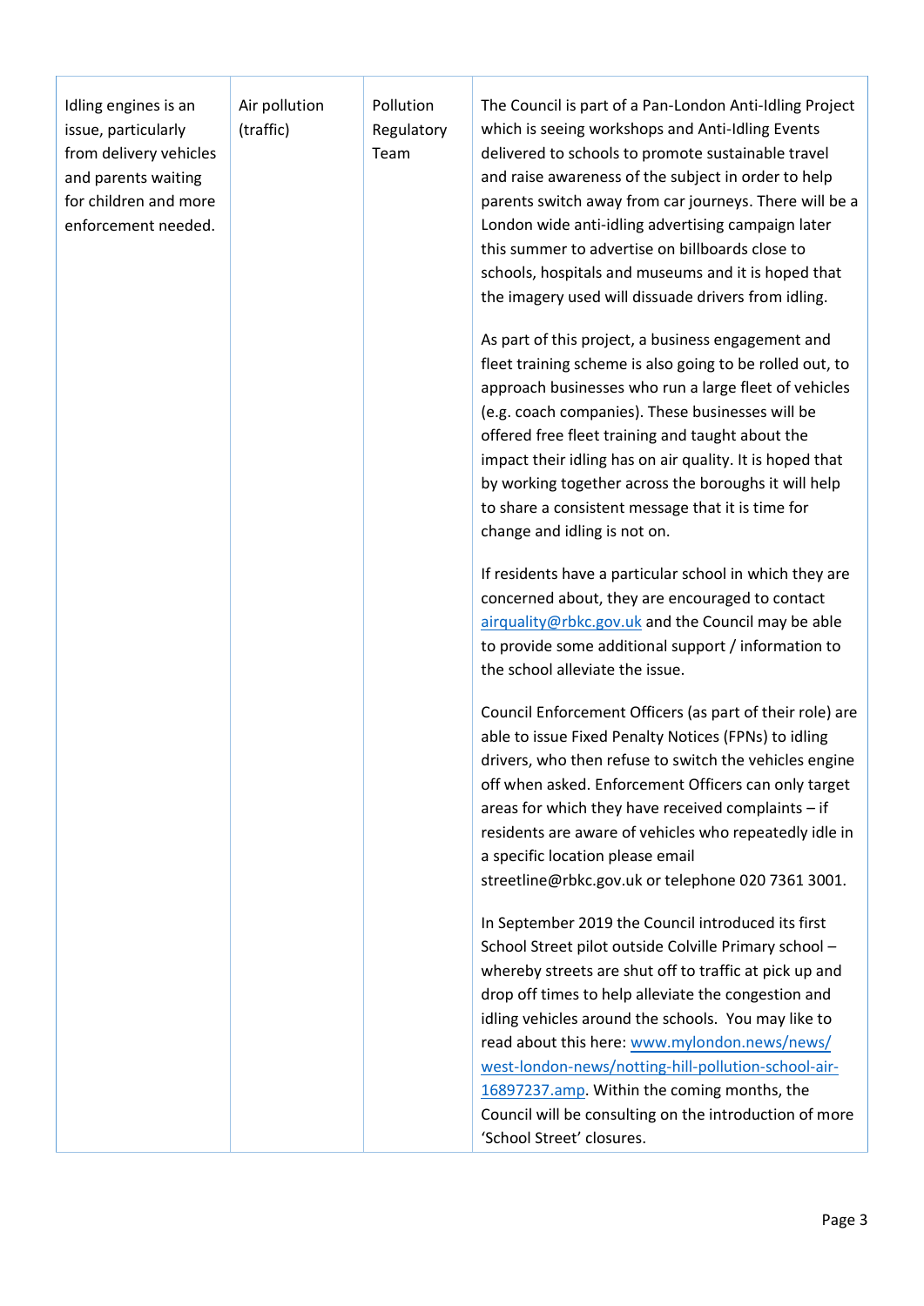| | | | |
|---|---|---|---|
| Idling engines is an issue, particularly from delivery vehicles and parents waiting for children and more enforcement needed. | Air pollution (traffic) | Pollution Regulatory Team | The Council is part of a Pan-London Anti-Idling Project which is seeing workshops and Anti-Idling Events delivered to schools to promote sustainable travel and raise awareness of the subject in order to help parents switch away from car journeys. There will be a London wide anti-idling advertising campaign later this summer to advertise on billboards close to schools, hospitals and museums and it is hoped that the imagery used will dissuade drivers from idling.<br><br>As part of this project, a business engagement and fleet training scheme is also going to be rolled out, to approach businesses who run a large fleet of vehicles (e.g. coach companies). These businesses will be offered free fleet training and taught about the impact their idling has on air quality. It is hoped that by working together across the boroughs it will help to share a consistent message that it is time for change and idling is not on.<br><br>If residents have a particular school in which they are concerned about, they are encouraged to contact airquality@rbkc.gov.uk and the Council may be able to provide some additional support / information to the school alleviate the issue.<br><br>Council Enforcement Officers (as part of their role) are able to issue Fixed Penalty Notices (FPNs) to idling drivers, who then refuse to switch the vehicles engine off when asked. Enforcement Officers can only target areas for which they have received complaints – if residents are aware of vehicles who repeatedly idle in a specific location please email streetline@rbkc.gov.uk or telephone 020 7361 3001.<br><br>In September 2019 the Council introduced its first School Street pilot outside Colville Primary school – whereby streets are shut off to traffic at pick up and drop off times to help alleviate the congestion and idling vehicles around the schools. You may like to read about this here: www.mylondon.news/news/west-london-news/notting-hill-pollution-school-air-16897237.amp. Within the coming months, the Council will be consulting on the introduction of more 'School Street' closures. |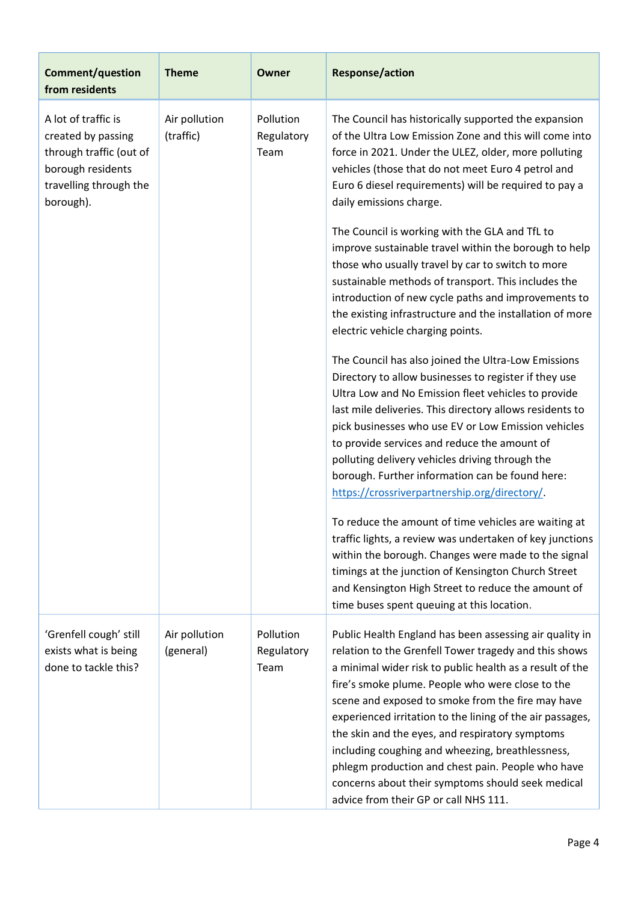| Comment/question from residents | Theme | Owner | Response/action |
|---|---|---|---|
| A lot of traffic is created by passing through traffic (out of borough residents travelling through the borough). | Air pollution (traffic) | Pollution Regulatory Team | The Council has historically supported the expansion of the Ultra Low Emission Zone and this will come into force in 2021. Under the ULEZ, older, more polluting vehicles (those that do not meet Euro 4 petrol and Euro 6 diesel requirements) will be required to pay a daily emissions charge.<br><br>The Council is working with the GLA and TfL to improve sustainable travel within the borough to help those who usually travel by car to switch to more sustainable methods of transport. This includes the introduction of new cycle paths and improvements to the existing infrastructure and the installation of more electric vehicle charging points.<br><br>The Council has also joined the Ultra-Low Emissions Directory to allow businesses to register if they use Ultra Low and No Emission fleet vehicles to provide last mile deliveries. This directory allows residents to pick businesses who use EV or Low Emission vehicles to provide services and reduce the amount of polluting delivery vehicles driving through the borough. Further information can be found here: [https://crossriverpartnership.org/directory/](https://crossriverpartnership.org/directory/).<br><br>To reduce the amount of time vehicles are waiting at traffic lights, a review was undertaken of key junctions within the borough. Changes were made to the signal timings at the junction of Kensington Church Street and Kensington High Street to reduce the amount of time buses spent queuing at this location. |
| 'Grenfell cough' still exists what is being done to tackle this? | Air pollution (general) | Pollution Regulatory Team | Public Health England has been assessing air quality in relation to the Grenfell Tower tragedy and this shows a minimal wider risk to public health as a result of the fire's smoke plume. People who were close to the scene and exposed to smoke from the fire may have experienced irritation to the lining of the air passages, the skin and the eyes, and respiratory symptoms including coughing and wheezing, breathlessness, phlegm production and chest pain. People who have concerns about their symptoms should seek medical advice from their GP or call NHS 111. |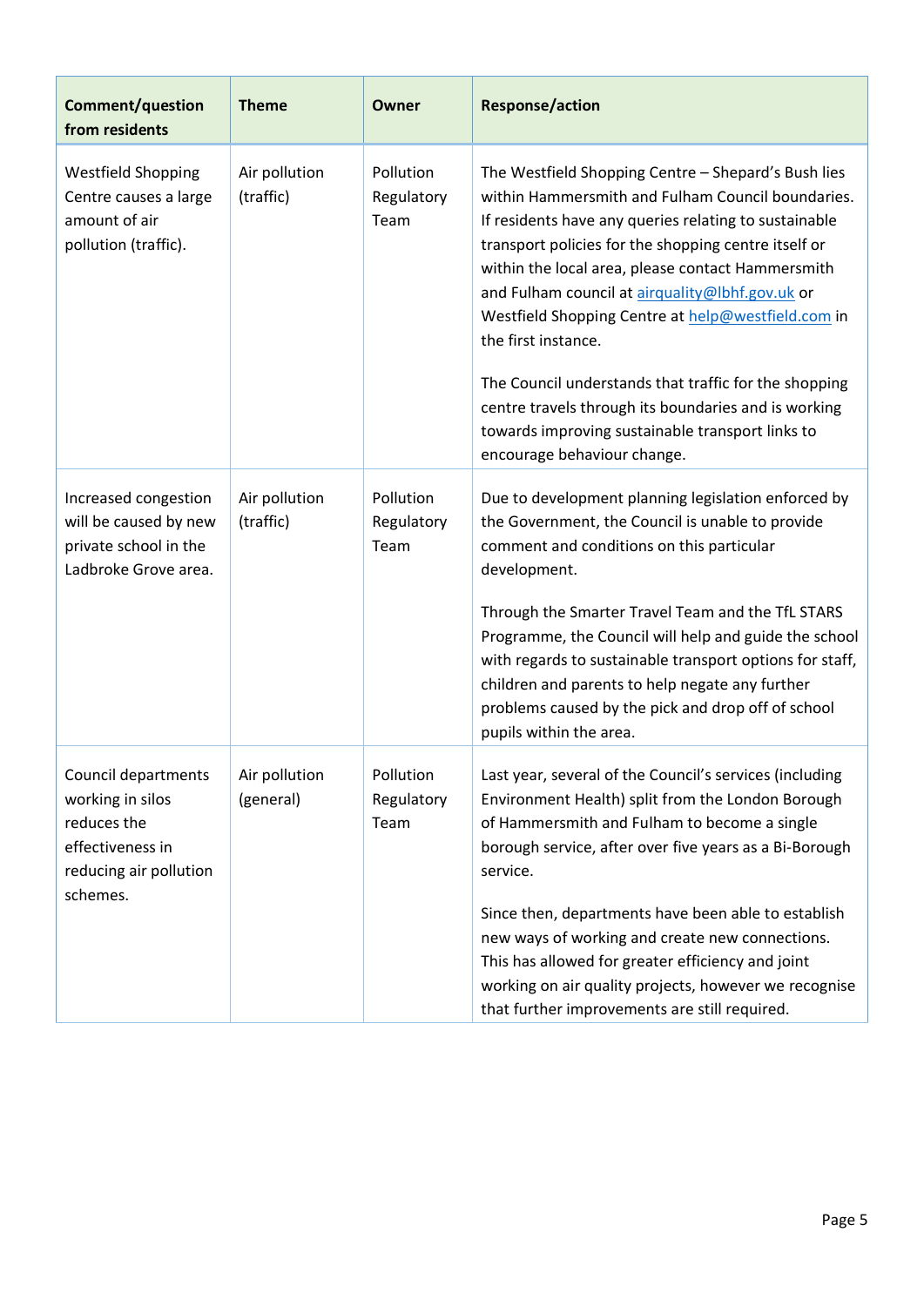| Comment/question from residents | Theme | Owner | Response/action |
|---|---|---|---|
| Westfield Shopping Centre causes a large amount of air pollution (traffic). | Air pollution (traffic) | Pollution Regulatory Team | The Westfield Shopping Centre – Shepard's Bush lies within Hammersmith and Fulham Council boundaries. If residents have any queries relating to sustainable transport policies for the shopping centre itself or within the local area, please contact Hammersmith and Fulham council at airquality@lbhf.gov.uk or Westfield Shopping Centre at help@westfield.com in the first instance.<br><br>The Council understands that traffic for the shopping centre travels through its boundaries and is working towards improving sustainable transport links to encourage behaviour change. |
| Increased congestion will be caused by new private school in the Ladbroke Grove area. | Air pollution (traffic) | Pollution Regulatory Team | Due to development planning legislation enforced by the Government, the Council is unable to provide comment and conditions on this particular development.<br><br>Through the Smarter Travel Team and the TfL STARS Programme, the Council will help and guide the school with regards to sustainable transport options for staff, children and parents to help negate any further problems caused by the pick and drop off of school pupils within the area. |
| Council departments working in silos reduces the effectiveness in reducing air pollution schemes. | Air pollution (general) | Pollution Regulatory Team | Last year, several of the Council's services (including Environment Health) split from the London Borough of Hammersmith and Fulham to become a single borough service, after over five years as a Bi-Borough service.<br><br>Since then, departments have been able to establish new ways of working and create new connections. This has allowed for greater efficiency and joint working on air quality projects, however we recognise that further improvements are still required. |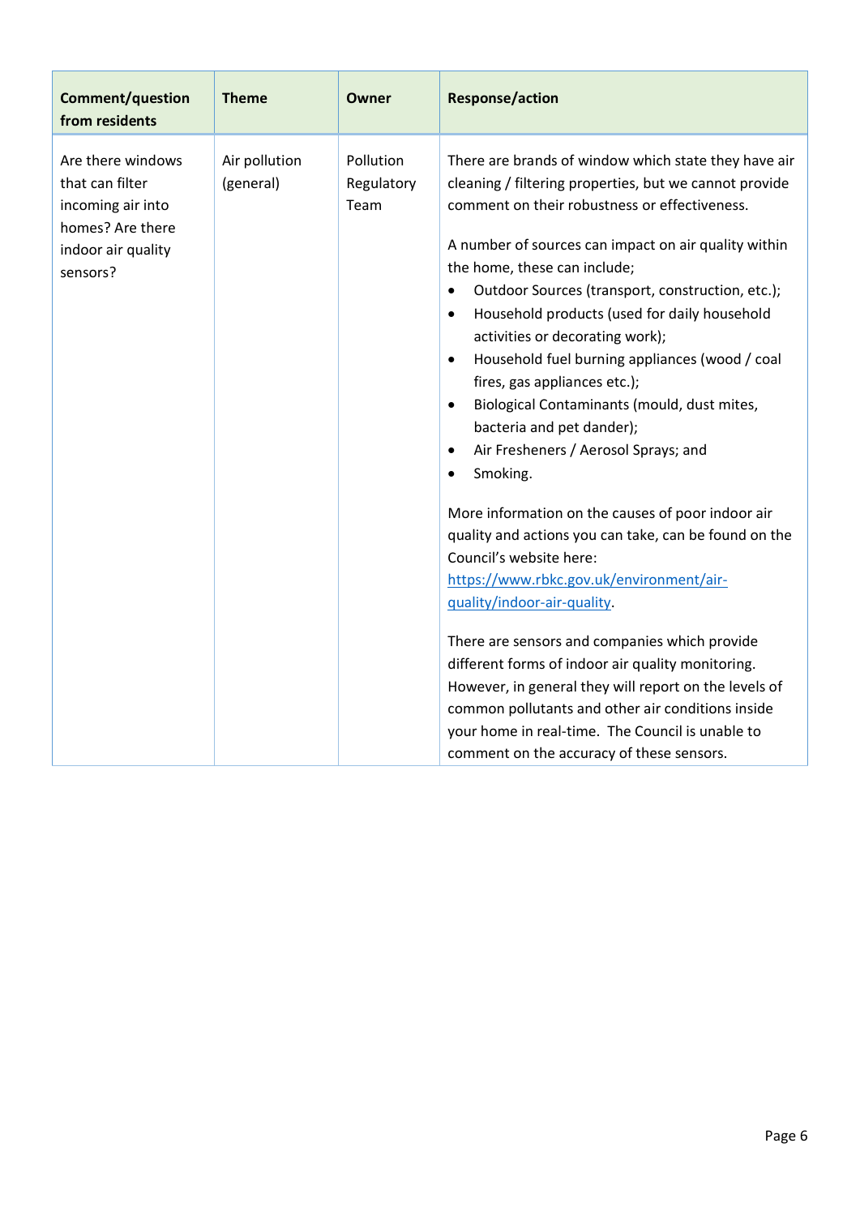| Comment/question from residents | Theme | Owner | Response/action |
| --- | --- | --- | --- |
| Are there windows that can filter incoming air into homes? Are there indoor air quality sensors? | Air pollution (general) | Pollution Regulatory Team | There are brands of window which state they have air cleaning / filtering properties, but we cannot provide comment on their robustness or effectiveness.<br><br>A number of sources can impact on air quality within the home, these can include;<br>• Outdoor Sources (transport, construction, etc.);<br>• Household products (used for daily household activities or decorating work);<br>• Household fuel burning appliances (wood / coal fires, gas appliances etc.);<br>• Biological Contaminants (mould, dust mites, bacteria and pet dander);<br>• Air Fresheners / Aerosol Sprays; and<br>• Smoking.<br><br>More information on the causes of poor indoor air quality and actions you can take, can be found on the Council's website here: [https://www.rbkc.gov.uk/environment/air-quality/indoor-air-quality](https://www.rbkc.gov.uk/environment/air-quality/indoor-air-quality).<br><br>There are sensors and companies which provide different forms of indoor air quality monitoring. However, in general they will report on the levels of common pollutants and other air conditions inside your home in real-time. The Council is unable to comment on the accuracy of these sensors. |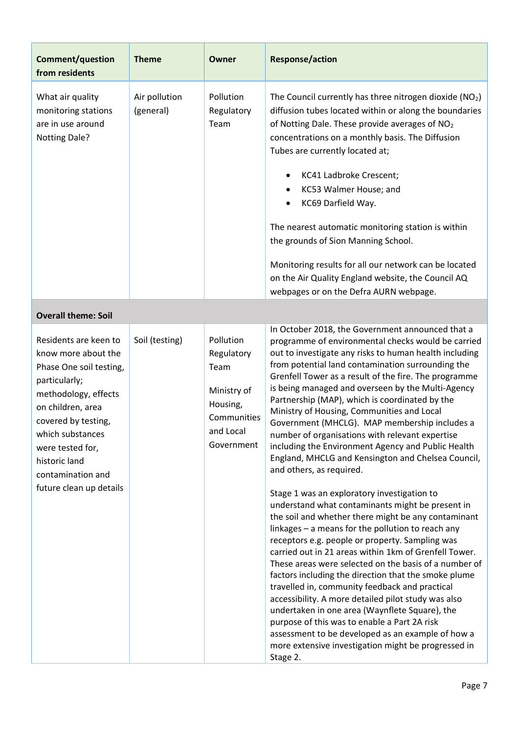| Comment/question from residents | Theme | Owner | Response/action |
|---|---|---|---|
| What air quality monitoring stations are in use around Notting Dale? | Air pollution (general) | Pollution Regulatory Team | The Council currently has three nitrogen dioxide ($NO_2$) diffusion tubes located within or along the boundaries of Notting Dale. These provide averages of $NO_2$ concentrations on a monthly basis. The Diffusion Tubes are currently located at;<br><br>• KC41 Ladbroke Crescent;<br>• KC53 Walmer House; and<br>• KC69 Darfield Way.<br><br>The nearest automatic monitoring station is within the grounds of Sion Manning School.<br><br>Monitoring results for all our network can be located on the Air Quality England website, the Council AQ webpages or on the Defra AURN webpage. |
| **Overall theme: Soil** | | | |
| Residents are keen to know more about the Phase One soil testing, particularly; methodology, effects on children, area covered by testing, which substances were tested for, historic land contamination and future clean up details | Soil (testing) | Pollution Regulatory Team<br><br>Ministry of Housing, Communities and Local Government | In October 2018, the Government announced that a programme of environmental checks would be carried out to investigate any risks to human health including from potential land contamination surrounding the Grenfell Tower as a result of the fire. The programme is being managed and overseen by the Multi-Agency Partnership (MAP), which is coordinated by the Ministry of Housing, Communities and Local Government (MHCLG). MAP membership includes a number of organisations with relevant expertise including the Environment Agency and Public Health England, MHCLG and Kensington and Chelsea Council, and others, as required.<br><br>Stage 1 was an exploratory investigation to understand what contaminants might be present in the soil and whether there might be any contaminant linkages – a means for the pollution to reach any receptors e.g. people or property. Sampling was carried out in 21 areas within 1km of Grenfell Tower. These areas were selected on the basis of a number of factors including the direction that the smoke plume travelled in, community feedback and practical accessibility. A more detailed pilot study was also undertaken in one area (Waynflete Square), the purpose of this was to enable a Part 2A risk assessment to be developed as an example of how a more extensive investigation might be progressed in Stage 2. |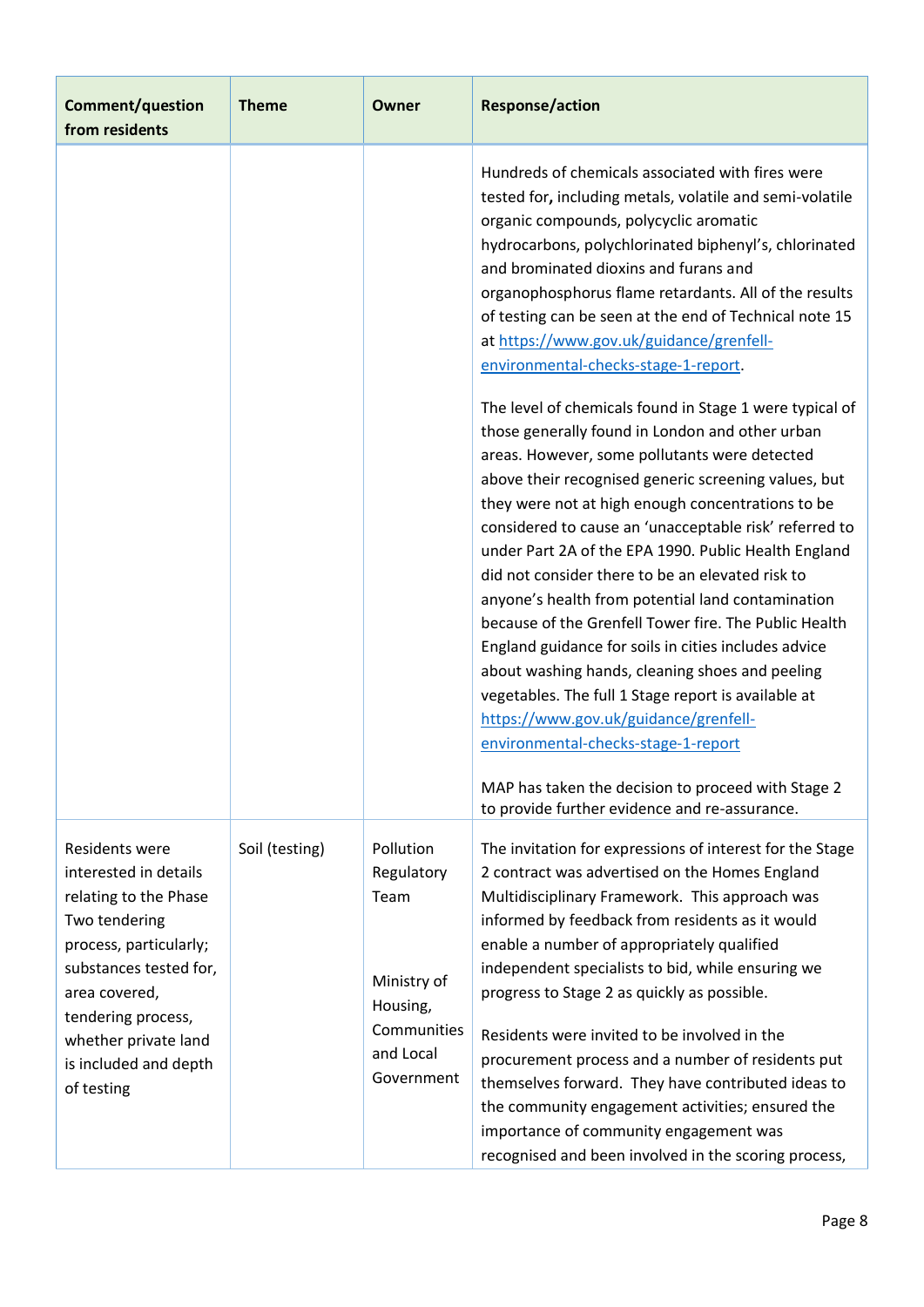| Comment/question from residents | Theme | Owner | Response/action |
| --- | --- | --- | --- |
| | | | Hundreds of chemicals associated with fires were tested for**,** including metals, volatile and semi-volatile organic compounds, polycyclic aromatic hydrocarbons, polychlorinated biphenyl's, chlorinated and brominated dioxins and furans and organophosphorus flame retardants. All of the results of testing can be seen at the end of Technical note 15 at https://www.gov.uk/guidance/grenfell-environmental-checks-stage-1-report.<br><br>The level of chemicals found in Stage 1 were typical of those generally found in London and other urban areas. However, some pollutants were detected above their recognised generic screening values, but they were not at high enough concentrations to be considered to cause an 'unacceptable risk' referred to under Part 2A of the EPA 1990. Public Health England did not consider there to be an elevated risk to anyone's health from potential land contamination because of the Grenfell Tower fire. The Public Health England guidance for soils in cities includes advice about washing hands, cleaning shoes and peeling vegetables. The full 1 Stage report is available at https://www.gov.uk/guidance/grenfell-environmental-checks-stage-1-report<br><br>MAP has taken the decision to proceed with Stage 2 to provide further evidence and re-assurance. |
| Residents were interested in details relating to the Phase Two tendering process, particularly; substances tested for, area covered, tendering process, whether private land is included and depth of testing | Soil (testing) | Pollution Regulatory Team<br><br>Ministry of Housing, Communities and Local Government | The invitation for expressions of interest for the Stage 2 contract was advertised on the Homes England Multidisciplinary Framework. This approach was informed by feedback from residents as it would enable a number of appropriately qualified independent specialists to bid, while ensuring we progress to Stage 2 as quickly as possible.<br><br>Residents were invited to be involved in the procurement process and a number of residents put themselves forward. They have contributed ideas to the community engagement activities; ensured the importance of community engagement was recognised and been involved in the scoring process, |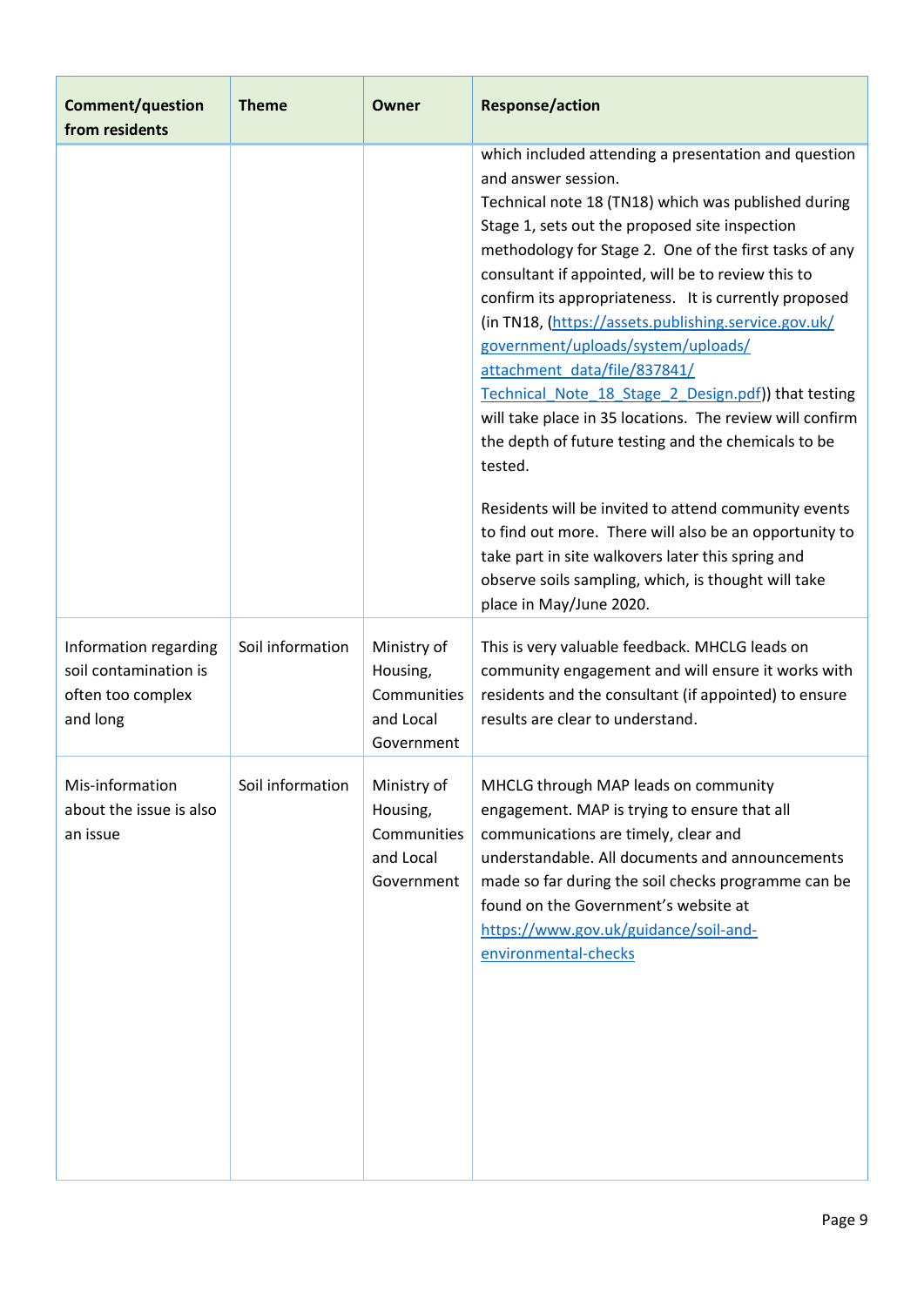| Comment/question from residents | Theme | Owner | Response/action |
|---|---|---|---|
| | | | which included attending a presentation and question and answer session.<br>Technical note 18 (TN18) which was published during Stage 1, sets out the proposed site inspection methodology for Stage 2. One of the first tasks of any consultant if appointed, will be to review this to confirm its appropriateness. It is currently proposed (in TN18, (https://assets.publishing.service.gov.uk/government/uploads/system/uploads/attachment_data/file/837841/Technical_Note_18_Stage_2_Design.pdf)) that testing will take place in 35 locations. The review will confirm the depth of future testing and the chemicals to be tested.<br><br>Residents will be invited to attend community events to find out more. There will also be an opportunity to take part in site walkovers later this spring and observe soils sampling, which, is thought will take place in May/June 2020. |
| Information regarding soil contamination is often too complex and long | Soil information | Ministry of Housing, Communities and Local Government | This is very valuable feedback. MHCLG leads on community engagement and will ensure it works with residents and the consultant (if appointed) to ensure results are clear to understand. |
| Mis-information about the issue is also an issue | Soil information | Ministry of Housing, Communities and Local Government | MHCLG through MAP leads on community engagement. MAP is trying to ensure that all communications are timely, clear and understandable. All documents and announcements made so far during the soil checks programme can be found on the Government's website at https://www.gov.uk/guidance/soil-and-environmental-checks |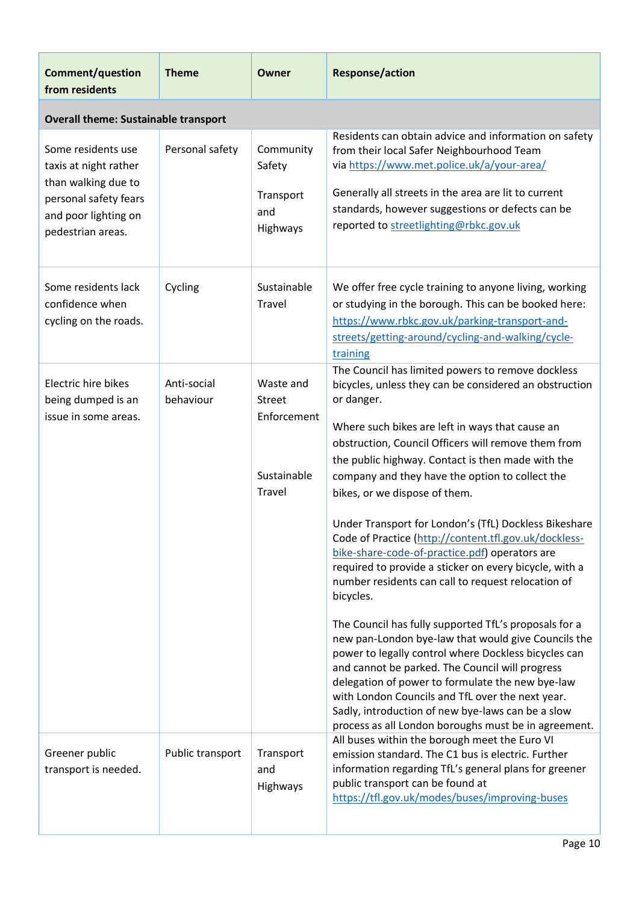| Comment/question from residents | Theme | Owner | Response/action |
|---|---|---|---|
| **Overall theme: Sustainable transport** | | | |
| Some residents use taxis at night rather than walking due to personal safety fears and poor lighting on pedestrian areas. | Personal safety | Community Safety<br><br>Transport and Highways | Residents can obtain advice and information on safety from their local Safer Neighbourhood Team via https://www.met.police.uk/a/your-area/<br><br>Generally all streets in the area are lit to current standards, however suggestions or defects can be reported to streetlighting@rbkc.gov.uk |
| Some residents lack confidence when cycling on the roads. | Cycling | Sustainable Travel | We offer free cycle training to anyone living, working or studying in the borough. This can be booked here: https://www.rbkc.gov.uk/parking-transport-and-streets/getting-around/cycling-and-walking/cycle-training |
| Electric hire bikes being dumped is an issue in some areas. | Anti-social behaviour | Waste and Street Enforcement<br><br>Sustainable Travel | The Council has limited powers to remove dockless bicycles, unless they can be considered an obstruction or danger.<br><br>Where such bikes are left in ways that cause an obstruction, Council Officers will remove them from the public highway. Contact is then made with the company and they have the option to collect the bikes, or we dispose of them.<br><br>Under Transport for London's (TfL) Dockless Bikeshare Code of Practice (http://content.tfl.gov.uk/dockless-bike-share-code-of-practice.pdf) operators are required to provide a sticker on every bicycle, with a number residents can call to request relocation of bicycles.<br><br>The Council has fully supported TfL's proposals for a new pan-London bye-law that would give Councils the power to legally control where Dockless bicycles can and cannot be parked. The Council will progress delegation of power to formulate the new bye-law with London Councils and TfL over the next year. Sadly, introduction of new bye-laws can be a slow process as all London boroughs must be in agreement. |
| Greener public transport is needed. | Public transport | Transport and Highways | All buses within the borough meet the Euro VI emission standard. The C1 bus is electric. Further information regarding TfL's general plans for greener public transport can be found at https://tfl.gov.uk/modes/buses/improving-buses |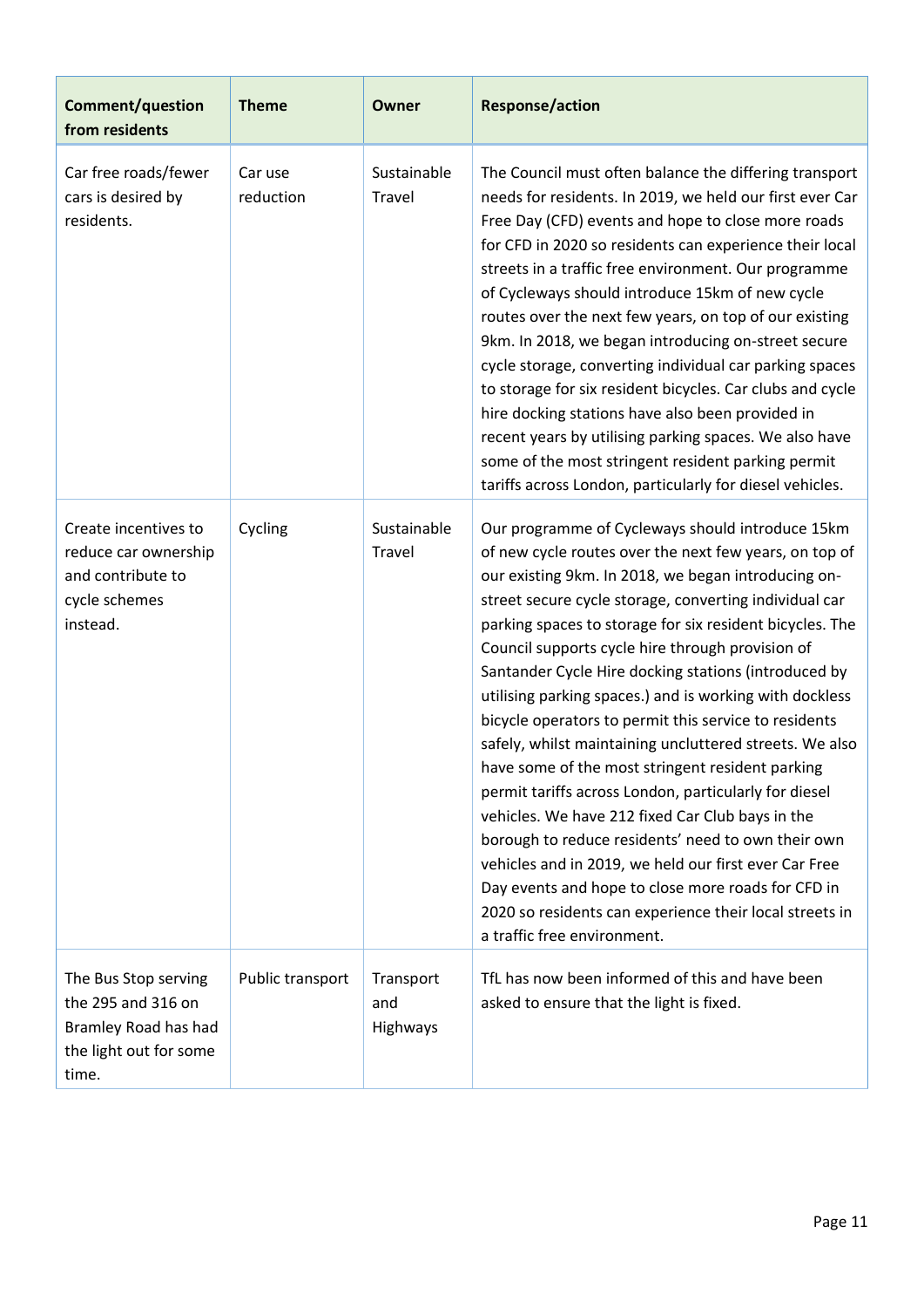| Comment/question from residents | Theme | Owner | Response/action |
| --- | --- | --- | --- |
| Car free roads/fewer cars is desired by residents. | Car use reduction | Sustainable Travel | The Council must often balance the differing transport needs for residents. In 2019, we held our first ever Car Free Day (CFD) events and hope to close more roads for CFD in 2020 so residents can experience their local streets in a traffic free environment. Our programme of Cycleways should introduce 15km of new cycle routes over the next few years, on top of our existing 9km. In 2018, we began introducing on-street secure cycle storage, converting individual car parking spaces to storage for six resident bicycles. Car clubs and cycle hire docking stations have also been provided in recent years by utilising parking spaces. We also have some of the most stringent resident parking permit tariffs across London, particularly for diesel vehicles. |
| Create incentives to reduce car ownership and contribute to cycle schemes instead. | Cycling | Sustainable Travel | Our programme of Cycleways should introduce 15km of new cycle routes over the next few years, on top of our existing 9km. In 2018, we began introducing on-street secure cycle storage, converting individual car parking spaces to storage for six resident bicycles. The Council supports cycle hire through provision of Santander Cycle Hire docking stations (introduced by utilising parking spaces.) and is working with dockless bicycle operators to permit this service to residents safely, whilst maintaining uncluttered streets. We also have some of the most stringent resident parking permit tariffs across London, particularly for diesel vehicles. We have 212 fixed Car Club bays in the borough to reduce residents' need to own their own vehicles and in 2019, we held our first ever Car Free Day events and hope to close more roads for CFD in 2020 so residents can experience their local streets in a traffic free environment. |
| The Bus Stop serving the 295 and 316 on Bramley Road has had the light out for some time. | Public transport | Transport and Highways | TfL has now been informed of this and have been asked to ensure that the light is fixed. |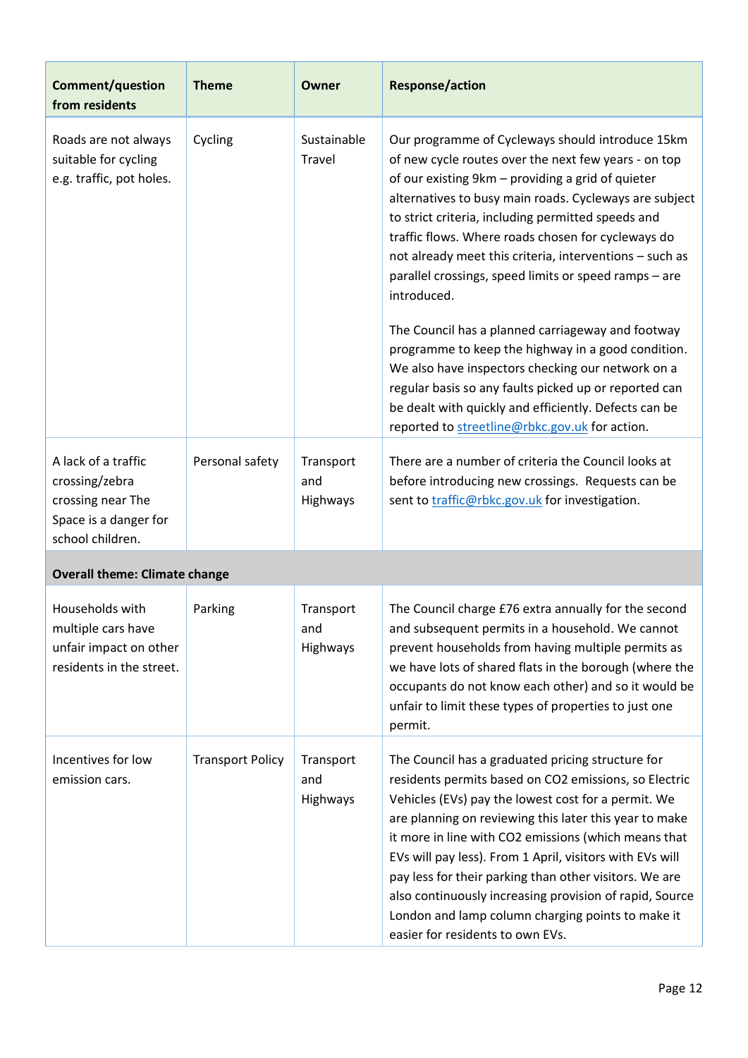| Comment/question from residents | Theme | Owner | Response/action |
|---|---|---|---|
| Roads are not always suitable for cycling e.g. traffic, pot holes. | Cycling | Sustainable Travel | Our programme of Cycleways should introduce 15km of new cycle routes over the next few years - on top of our existing 9km – providing a grid of quieter alternatives to busy main roads. Cycleways are subject to strict criteria, including permitted speeds and traffic flows. Where roads chosen for cycleways do not already meet this criteria, interventions – such as parallel crossings, speed limits or speed ramps – are introduced.<br><br>The Council has a planned carriageway and footway programme to keep the highway in a good condition. We also have inspectors checking our network on a regular basis so any faults picked up or reported can be dealt with quickly and efficiently. Defects can be reported to streetline@rbkc.gov.uk for action. |
| A lack of a traffic crossing/zebra crossing near The Space is a danger for school children. | Personal safety | Transport and Highways | There are a number of criteria the Council looks at before introducing new crossings. Requests can be sent to traffic@rbkc.gov.uk for investigation. |
| **Overall theme: Climate change** | | | |
| Households with multiple cars have unfair impact on other residents in the street. | Parking | Transport and Highways | The Council charge £76 extra annually for the second and subsequent permits in a household. We cannot prevent households from having multiple permits as we have lots of shared flats in the borough (where the occupants do not know each other) and so it would be unfair to limit these types of properties to just one permit. |
| Incentives for low emission cars. | Transport Policy | Transport and Highways | The Council has a graduated pricing structure for residents permits based on $CO_2$ emissions, so Electric Vehicles (EVs) pay the lowest cost for a permit. We are planning on reviewing this later this year to make it more in line with $CO_2$ emissions (which means that EVs will pay less). From 1 April, visitors with EVs will pay less for their parking than other visitors. We are also continuously increasing provision of rapid, Source London and lamp column charging points to make it easier for residents to own EVs. |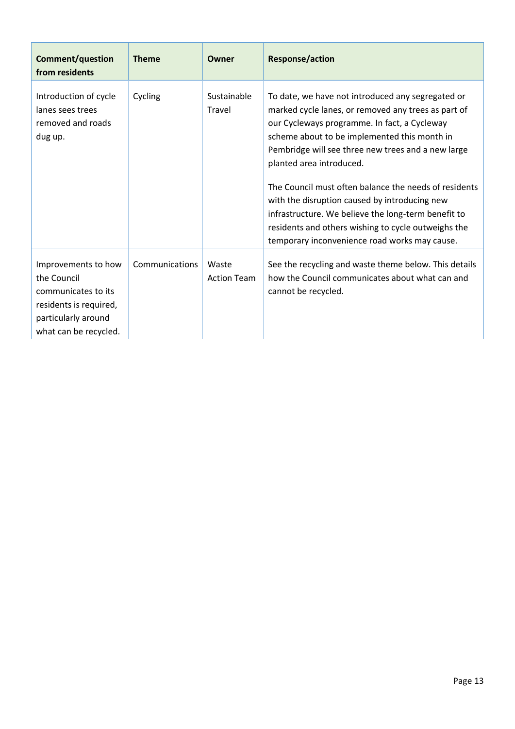| Comment/question from residents | Theme | Owner | Response/action |
|---|---|---|---|
| Introduction of cycle lanes sees trees removed and roads dug up. | Cycling | Sustainable Travel | To date, we have not introduced any segregated or marked cycle lanes, or removed any trees as part of our Cycleways programme. In fact, a Cycleway scheme about to be implemented this month in Pembridge will see three new trees and a new large planted area introduced.<br><br>The Council must often balance the needs of residents with the disruption caused by introducing new infrastructure. We believe the long-term benefit to residents and others wishing to cycle outweighs the temporary inconvenience road works may cause. |
| Improvements to how the Council communicates to its residents is required, particularly around what can be recycled. | Communications | Waste Action Team | See the recycling and waste theme below. This details how the Council communicates about what can and cannot be recycled. |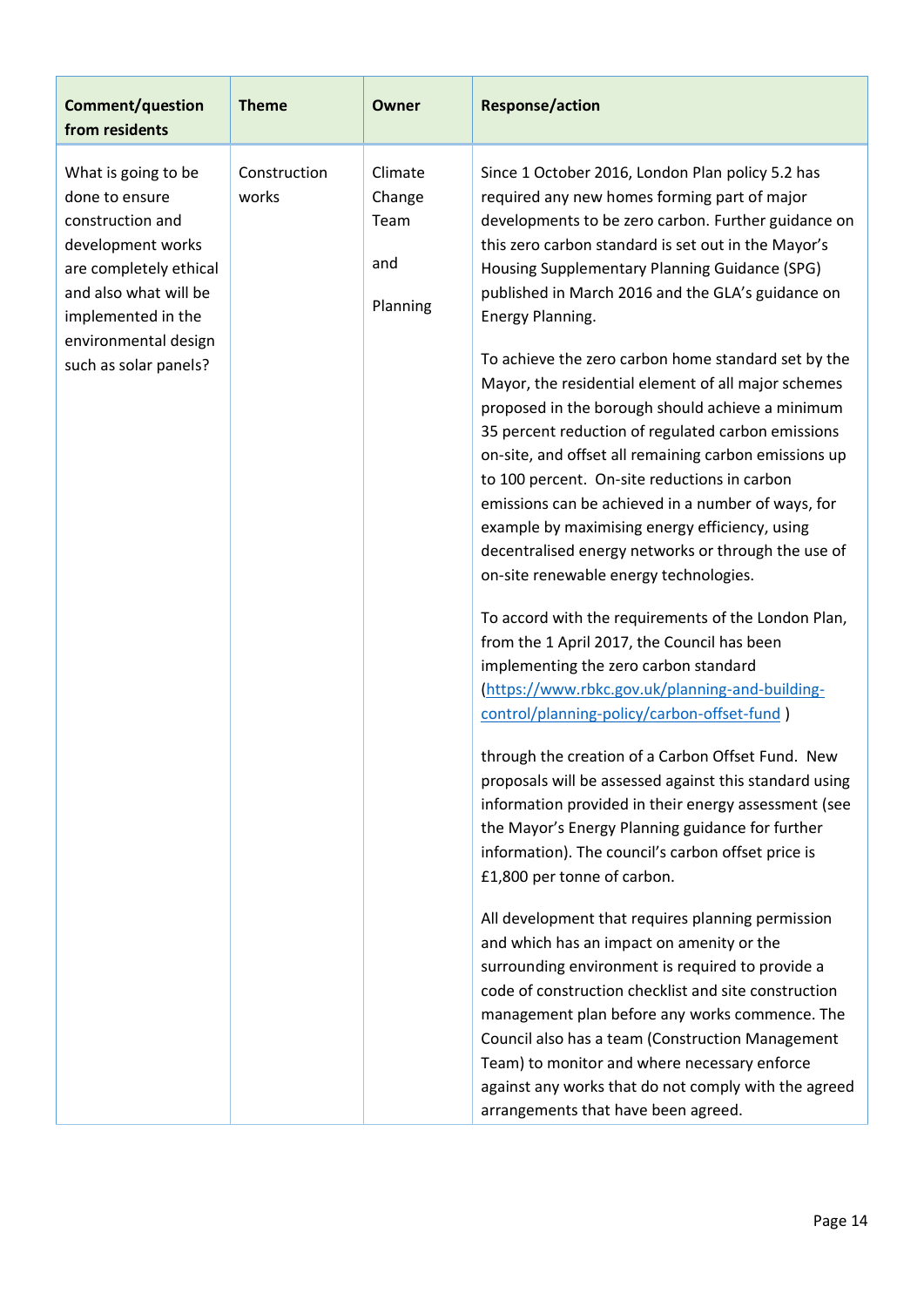| Comment/question from residents | Theme | Owner | Response/action |
|---|---|---|---|
| What is going to be done to ensure construction and development works are completely ethical and also what will be implemented in the environmental design such as solar panels? | Construction works | Climate Change Team<br><br>and<br><br>Planning | Since 1 October 2016, London Plan policy 5.2 has required any new homes forming part of major developments to be zero carbon. Further guidance on this zero carbon standard is set out in the Mayor's Housing Supplementary Planning Guidance (SPG) published in March 2016 and the GLA's guidance on Energy Planning.<br><br>To achieve the zero carbon home standard set by the Mayor, the residential element of all major schemes proposed in the borough should achieve a minimum 35 percent reduction of regulated carbon emissions on-site, and offset all remaining carbon emissions up to 100 percent. On-site reductions in carbon emissions can be achieved in a number of ways, for example by maximising energy efficiency, using decentralised energy networks or through the use of on-site renewable energy technologies.<br><br>To accord with the requirements of the London Plan, from the 1 April 2017, the Council has been implementing the zero carbon standard ([https://www.rbkc.gov.uk/planning-and-building-control/planning-policy/carbon-offset-fund](https://www.rbkc.gov.uk/planning-and-building-control/planning-policy/carbon-offset-fund) )<br><br>through the creation of a Carbon Offset Fund. New proposals will be assessed against this standard using information provided in their energy assessment (see the Mayor's Energy Planning guidance for further information). The council's carbon offset price is £1,800 per tonne of carbon.<br><br>All development that requires planning permission and which has an impact on amenity or the surrounding environment is required to provide a code of construction checklist and site construction management plan before any works commence. The Council also has a team (Construction Management Team) to monitor and where necessary enforce against any works that do not comply with the agreed arrangements that have been agreed. |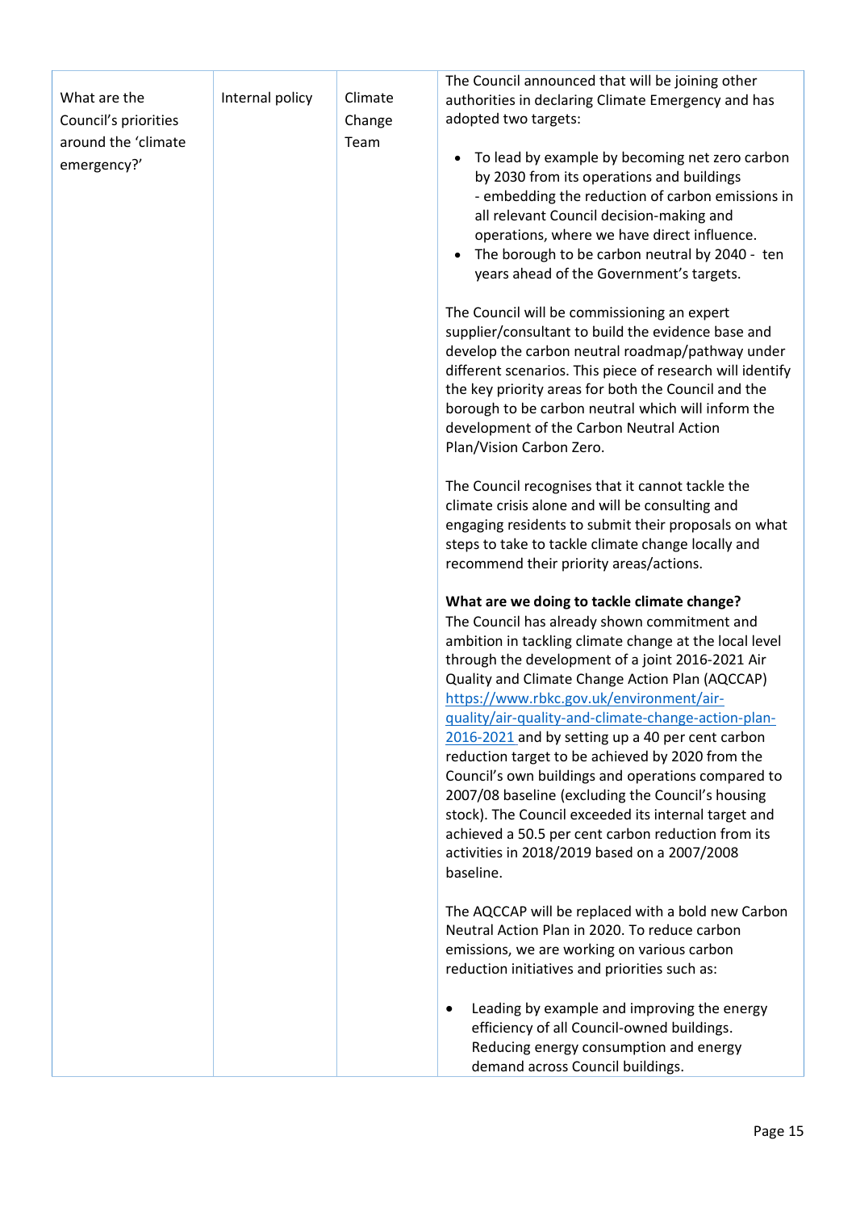| What are the Council's priorities around the 'climate emergency?' | Internal policy | Climate Change Team | The Council announced that will be joining other authorities in declaring Climate Emergency and has adopted two targets:<br><br>• To lead by example by becoming net zero carbon by 2030 from its operations and buildings - embedding the reduction of carbon emissions in all relevant Council decision-making and operations, where we have direct influence.<br>• The borough to be carbon neutral by 2040 - ten years ahead of the Government's targets.<br><br>The Council will be commissioning an expert supplier/consultant to build the evidence base and develop the carbon neutral roadmap/pathway under different scenarios. This piece of research will identify the key priority areas for both the Council and the borough to be carbon neutral which will inform the development of the Carbon Neutral Action Plan/Vision Carbon Zero.<br><br>The Council recognises that it cannot tackle the climate crisis alone and will be consulting and engaging residents to submit their proposals on what steps to take to tackle climate change locally and recommend their priority areas/actions.<br><br>**What are we doing to tackle climate change?**<br>The Council has already shown commitment and ambition in tackling climate change at the local level through the development of a joint 2016-2021 Air Quality and Climate Change Action Plan (AQCCAP) https://www.rbkc.gov.uk/environment/air-quality/air-quality-and-climate-change-action-plan-2016-2021 and by setting up a 40 per cent carbon reduction target to be achieved by 2020 from the Council's own buildings and operations compared to 2007/08 baseline (excluding the Council's housing stock). The Council exceeded its internal target and achieved a 50.5 per cent carbon reduction from its activities in 2018/2019 based on a 2007/2008 baseline.<br><br>The AQCCAP will be replaced with a bold new Carbon Neutral Action Plan in 2020. To reduce carbon emissions, we are working on various carbon reduction initiatives and priorities such as:<br><br>• Leading by example and improving the energy efficiency of all Council-owned buildings. Reducing energy consumption and energy demand across Council buildings. |
|---|---|---|---|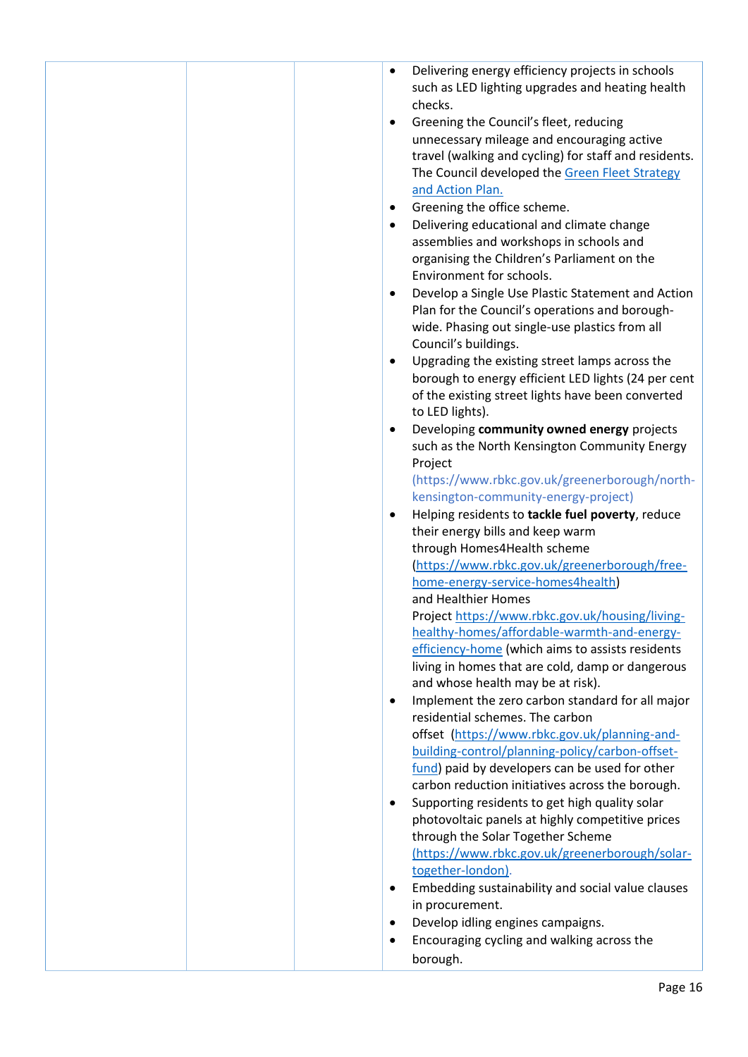|  |  |  | • Delivering energy efficiency projects in schools such as LED lighting upgrades and heating health checks.<br>• Greening the Council's fleet, reducing unnecessary mileage and encouraging active travel (walking and cycling) for staff and residents. The Council developed the Green Fleet Strategy and Action Plan.<br>• Greening the office scheme.<br>• Delivering educational and climate change assemblies and workshops in schools and organising the Children's Parliament on the Environment for schools.<br>• Develop a Single Use Plastic Statement and Action Plan for the Council's operations and borough-wide. Phasing out single-use plastics from all Council's buildings.<br>• Upgrading the existing street lamps across the borough to energy efficient LED lights (24 per cent of the existing street lights have been converted to LED lights).<br>• Developing **community owned energy** projects such as the North Kensington Community Energy Project (https://www.rbkc.gov.uk/greenerborough/north-kensington-community-energy-project)<br>• Helping residents to **tackle fuel poverty**, reduce their energy bills and keep warm through Homes4Health scheme (https://www.rbkc.gov.uk/greenerborough/free-home-energy-service-homes4health) and Healthier Homes Project https://www.rbkc.gov.uk/housing/living-healthy-homes/affordable-warmth-and-energy-efficiency-home (which aims to assists residents living in homes that are cold, damp or dangerous and whose health may be at risk).<br>• Implement the zero carbon standard for all major residential schemes. The carbon offset (https://www.rbkc.gov.uk/planning-and-building-control/planning-policy/carbon-offset-fund) paid by developers can be used for other carbon reduction initiatives across the borough.<br>• Supporting residents to get high quality solar photovoltaic panels at highly competitive prices through the Solar Together Scheme (https://www.rbkc.gov.uk/greenerborough/solar-together-london).<br>• Embedding sustainability and social value clauses in procurement.<br>• Develop idling engines campaigns.<br>• Encouraging cycling and walking across the borough. |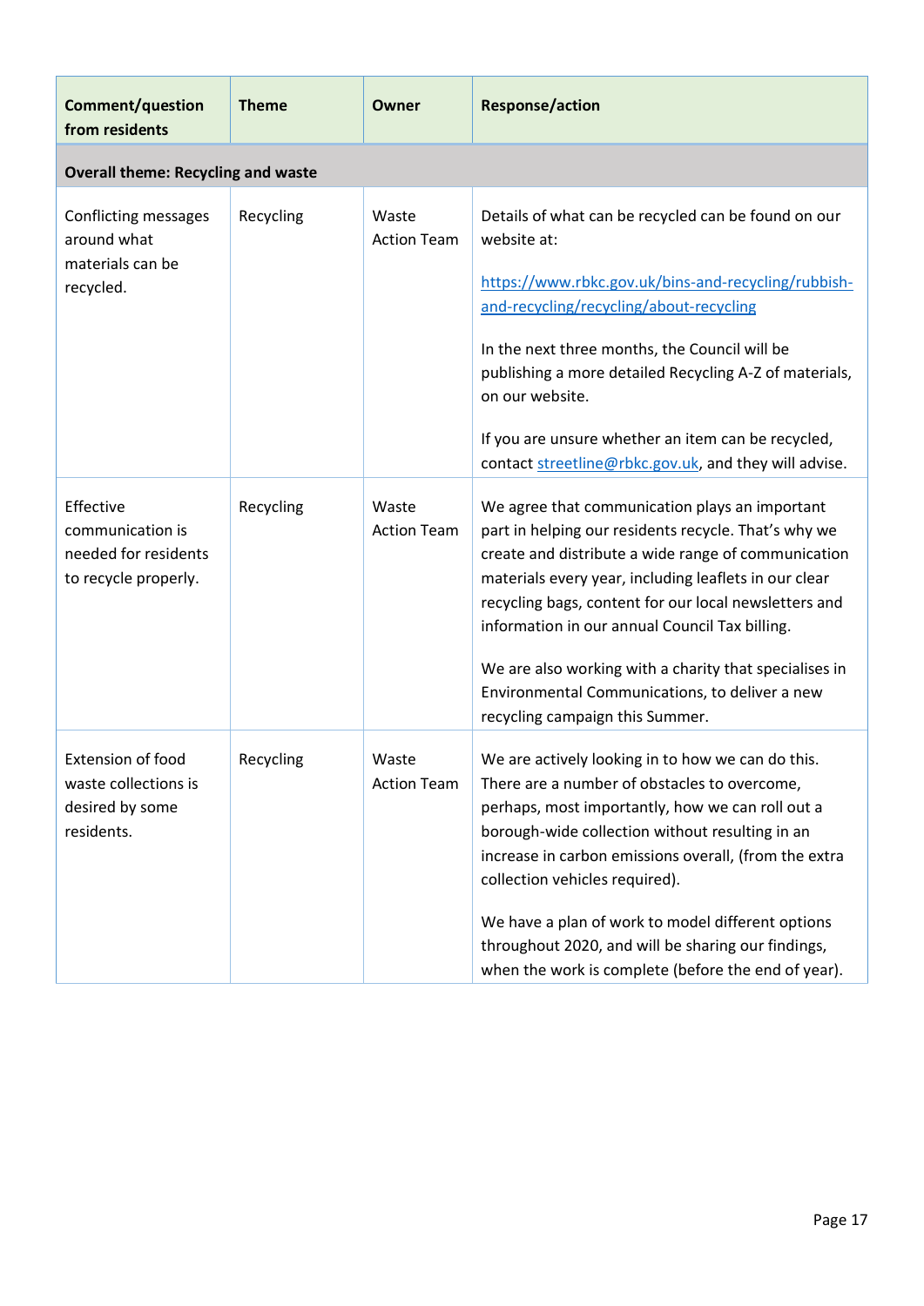| Comment/question from residents | Theme | Owner | Response/action |
|---|---|---|---|
| **Overall theme: Recycling and waste** | | | |
| Conflicting messages around what materials can be recycled. | Recycling | Waste Action Team | Details of what can be recycled can be found on our website at:<br><br>[https://www.rbkc.gov.uk/bins-and-recycling/rubbish-and-recycling/recycling/about-recycling](https://www.rbkc.gov.uk/bins-and-recycling/rubbish-and-recycling/recycling/about-recycling)<br><br>In the next three months, the Council will be publishing a more detailed Recycling A-Z of materials, on our website.<br><br>If you are unsure whether an item can be recycled, contact streetline@rbkc.gov.uk, and they will advise. |
| Effective communication is needed for residents to recycle properly. | Recycling | Waste Action Team | We agree that communication plays an important part in helping our residents recycle. That's why we create and distribute a wide range of communication materials every year, including leaflets in our clear recycling bags, content for our local newsletters and information in our annual Council Tax billing.<br><br>We are also working with a charity that specialises in Environmental Communications, to deliver a new recycling campaign this Summer. |
| Extension of food waste collections is desired by some residents. | Recycling | Waste Action Team | We are actively looking in to how we can do this. There are a number of obstacles to overcome, perhaps, most importantly, how we can roll out a borough-wide collection without resulting in an increase in carbon emissions overall, (from the extra collection vehicles required).<br><br>We have a plan of work to model different options throughout 2020, and will be sharing our findings, when the work is complete (before the end of year). |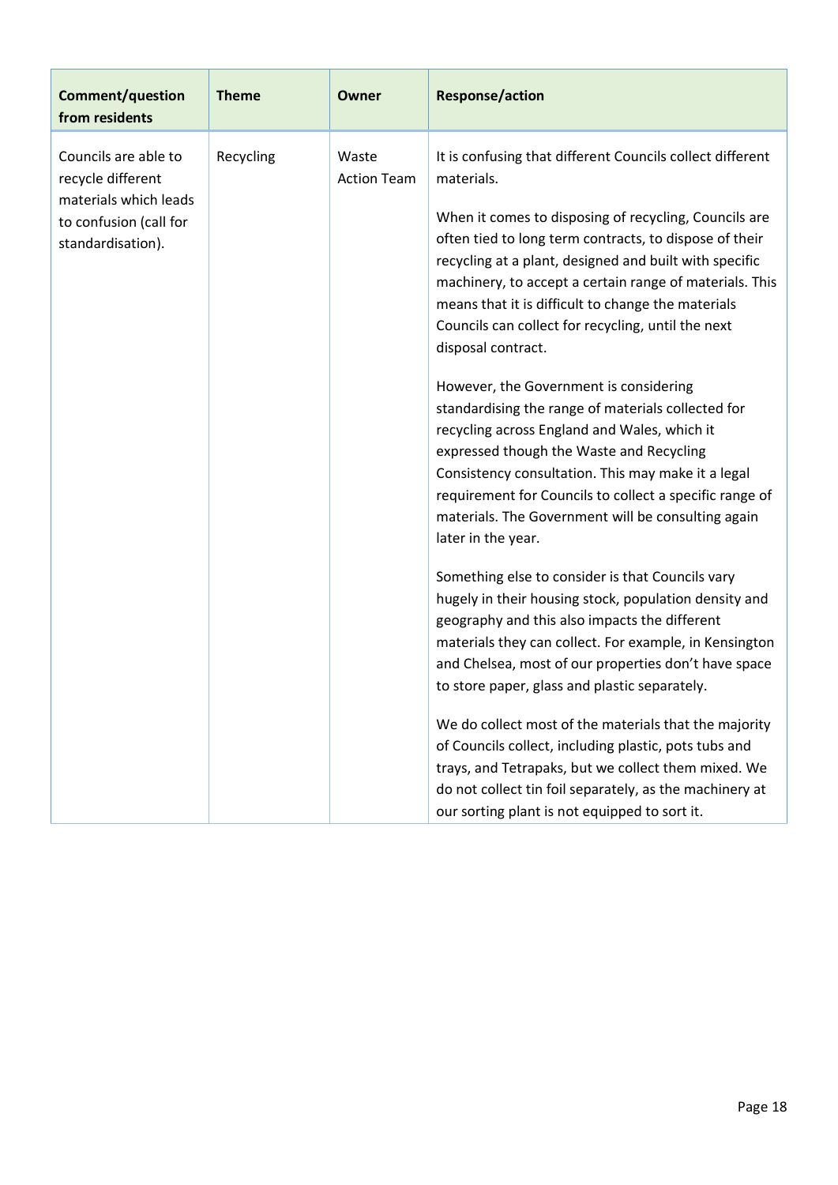| Comment/question from residents | Theme | Owner | Response/action |
|---|---|---|---|
| Councils are able to recycle different materials which leads to confusion (call for standardisation). | Recycling | Waste Action Team | It is confusing that different Councils collect different materials.<br><br>When it comes to disposing of recycling, Councils are often tied to long term contracts, to dispose of their recycling at a plant, designed and built with specific machinery, to accept a certain range of materials. This means that it is difficult to change the materials Councils can collect for recycling, until the next disposal contract.<br><br>However, the Government is considering standardising the range of materials collected for recycling across England and Wales, which it expressed though the Waste and Recycling Consistency consultation. This may make it a legal requirement for Councils to collect a specific range of materials. The Government will be consulting again later in the year.<br><br>Something else to consider is that Councils vary hugely in their housing stock, population density and geography and this also impacts the different materials they can collect. For example, in Kensington and Chelsea, most of our properties don't have space to store paper, glass and plastic separately.<br><br>We do collect most of the materials that the majority of Councils collect, including plastic, pots tubs and trays, and Tetrapaks, but we collect them mixed. We do not collect tin foil separately, as the machinery at our sorting plant is not equipped to sort it. |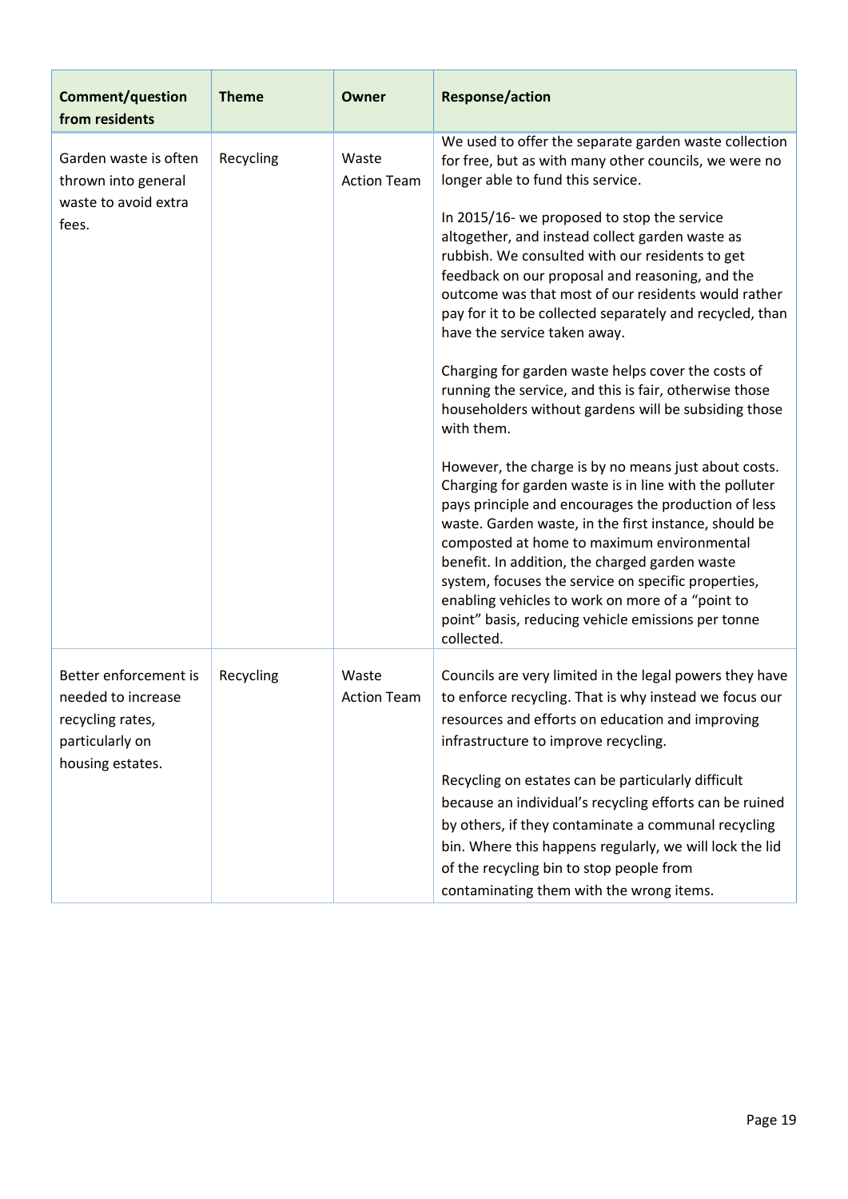| Comment/question from residents | Theme | Owner | Response/action |
|---|---|---|---|
| Garden waste is often thrown into general waste to avoid extra fees. | Recycling | Waste Action Team | We used to offer the separate garden waste collection for free, but as with many other councils, we were no longer able to fund this service.<br><br>In 2015/16- we proposed to stop the service altogether, and instead collect garden waste as rubbish. We consulted with our residents to get feedback on our proposal and reasoning, and the outcome was that most of our residents would rather pay for it to be collected separately and recycled, than have the service taken away.<br><br>Charging for garden waste helps cover the costs of running the service, and this is fair, otherwise those householders without gardens will be subsiding those with them.<br><br>However, the charge is by no means just about costs. Charging for garden waste is in line with the polluter pays principle and encourages the production of less waste. Garden waste, in the first instance, should be composted at home to maximum environmental benefit. In addition, the charged garden waste system, focuses the service on specific properties, enabling vehicles to work on more of a "point to point" basis, reducing vehicle emissions per tonne collected. |
| Better enforcement is needed to increase recycling rates, particularly on housing estates. | Recycling | Waste Action Team | Councils are very limited in the legal powers they have to enforce recycling. That is why instead we focus our resources and efforts on education and improving infrastructure to improve recycling.<br><br>Recycling on estates can be particularly difficult because an individual's recycling efforts can be ruined by others, if they contaminate a communal recycling bin. Where this happens regularly, we will lock the lid of the recycling bin to stop people from contaminating them with the wrong items. |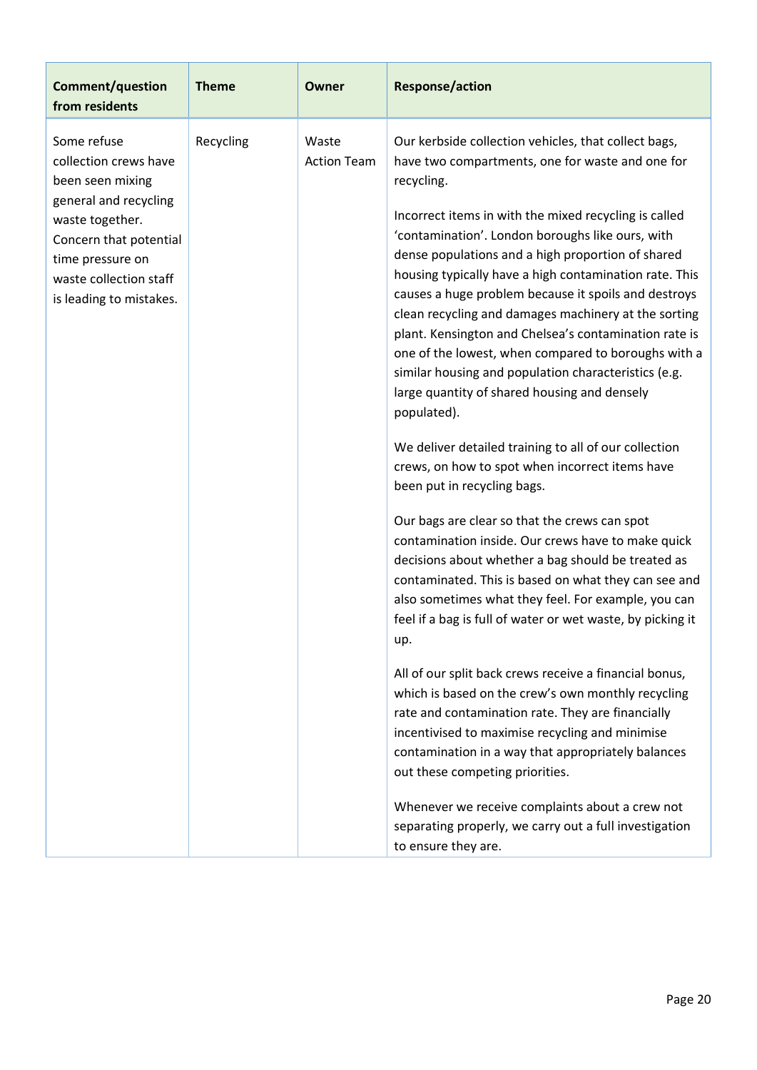| Comment/question from residents | Theme | Owner | Response/action |
|---|---|---|---|
| Some refuse collection crews have been seen mixing general and recycling waste together. Concern that potential time pressure on waste collection staff is leading to mistakes. | Recycling | Waste Action Team | Our kerbside collection vehicles, that collect bags, have two compartments, one for waste and one for recycling.<br><br>Incorrect items in with the mixed recycling is called 'contamination'. London boroughs like ours, with dense populations and a high proportion of shared housing typically have a high contamination rate. This causes a huge problem because it spoils and destroys clean recycling and damages machinery at the sorting plant. Kensington and Chelsea's contamination rate is one of the lowest, when compared to boroughs with a similar housing and population characteristics (e.g. large quantity of shared housing and densely populated).<br><br>We deliver detailed training to all of our collection crews, on how to spot when incorrect items have been put in recycling bags.<br><br>Our bags are clear so that the crews can spot contamination inside. Our crews have to make quick decisions about whether a bag should be treated as contaminated. This is based on what they can see and also sometimes what they feel. For example, you can feel if a bag is full of water or wet waste, by picking it up.<br><br>All of our split back crews receive a financial bonus, which is based on the crew's own monthly recycling rate and contamination rate. They are financially incentivised to maximise recycling and minimise contamination in a way that appropriately balances out these competing priorities.<br><br>Whenever we receive complaints about a crew not separating properly, we carry out a full investigation to ensure they are. |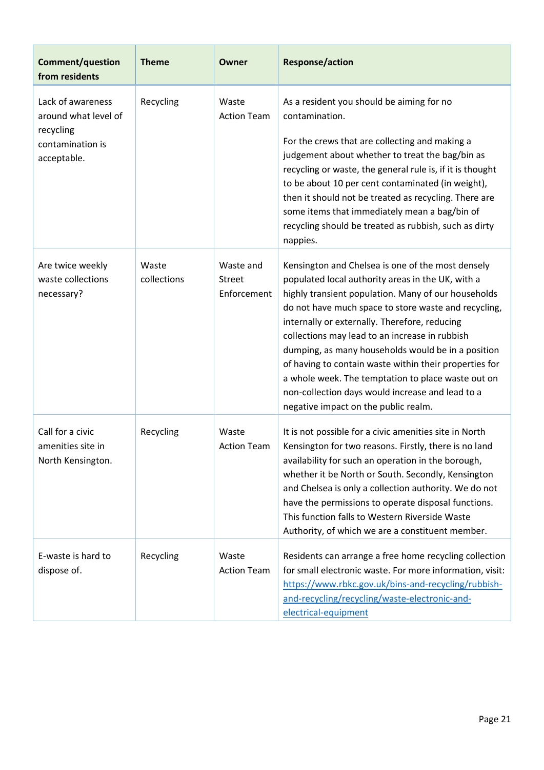| Comment/question from residents | Theme | Owner | Response/action |
|---|---|---|---|
| Lack of awareness around what level of recycling contamination is acceptable. | Recycling | Waste Action Team | As a resident you should be aiming for no contamination.<br><br>For the crews that are collecting and making a judgement about whether to treat the bag/bin as recycling or waste, the general rule is, if it is thought to be about 10 per cent contaminated (in weight), then it should not be treated as recycling. There are some items that immediately mean a bag/bin of recycling should be treated as rubbish, such as dirty nappies. |
| Are twice weekly waste collections necessary? | Waste collections | Waste and Street Enforcement | Kensington and Chelsea is one of the most densely populated local authority areas in the UK, with a highly transient population. Many of our households do not have much space to store waste and recycling, internally or externally. Therefore, reducing collections may lead to an increase in rubbish dumping, as many households would be in a position of having to contain waste within their properties for a whole week. The temptation to place waste out on non-collection days would increase and lead to a negative impact on the public realm. |
| Call for a civic amenities site in North Kensington. | Recycling | Waste Action Team | It is not possible for a civic amenities site in North Kensington for two reasons. Firstly, there is no land availability for such an operation in the borough, whether it be North or South. Secondly, Kensington and Chelsea is only a collection authority. We do not have the permissions to operate disposal functions. This function falls to Western Riverside Waste Authority, of which we are a constituent member. |
| E-waste is hard to dispose of. | Recycling | Waste Action Team | Residents can arrange a free home recycling collection for small electronic waste. For more information, visit: [https://www.rbkc.gov.uk/bins-and-recycling/rubbish-and-recycling/recycling/waste-electronic-and-electrical-equipment](https://www.rbkc.gov.uk/bins-and-recycling/rubbish-and-recycling/recycling/waste-electronic-and-electrical-equipment) |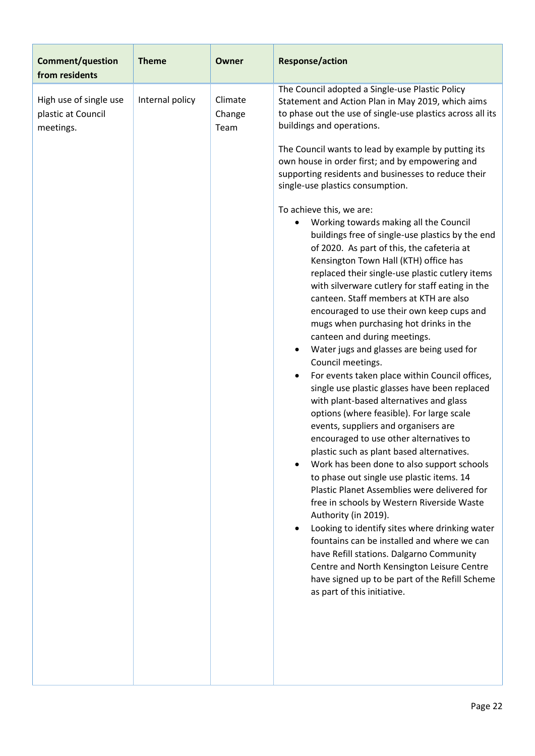| Comment/question from residents | Theme | Owner | Response/action |
|---|---|---|---|
| High use of single use plastic at Council meetings. | Internal policy | Climate Change Team | The Council adopted a Single-use Plastic Policy Statement and Action Plan in May 2019, which aims to phase out the use of single-use plastics across all its buildings and operations.<br><br>The Council wants to lead by example by putting its own house in order first; and by empowering and supporting residents and businesses to reduce their single-use plastics consumption.<br><br>To achieve this, we are:<br>• Working towards making all the Council buildings free of single-use plastics by the end of 2020. As part of this, the cafeteria at Kensington Town Hall (KTH) office has replaced their single-use plastic cutlery items with silverware cutlery for staff eating in the canteen. Staff members at KTH are also encouraged to use their own keep cups and mugs when purchasing hot drinks in the canteen and during meetings.<br>• Water jugs and glasses are being used for Council meetings.<br>• For events taken place within Council offices, single use plastic glasses have been replaced with plant-based alternatives and glass options (where feasible). For large scale events, suppliers and organisers are encouraged to use other alternatives to plastic such as plant based alternatives.<br>• Work has been done to also support schools to phase out single use plastic items. 14 Plastic Planet Assemblies were delivered for free in schools by Western Riverside Waste Authority (in 2019).<br>• Looking to identify sites where drinking water fountains can be installed and where we can have Refill stations. Dalgarno Community Centre and North Kensington Leisure Centre have signed up to be part of the Refill Scheme as part of this initiative. |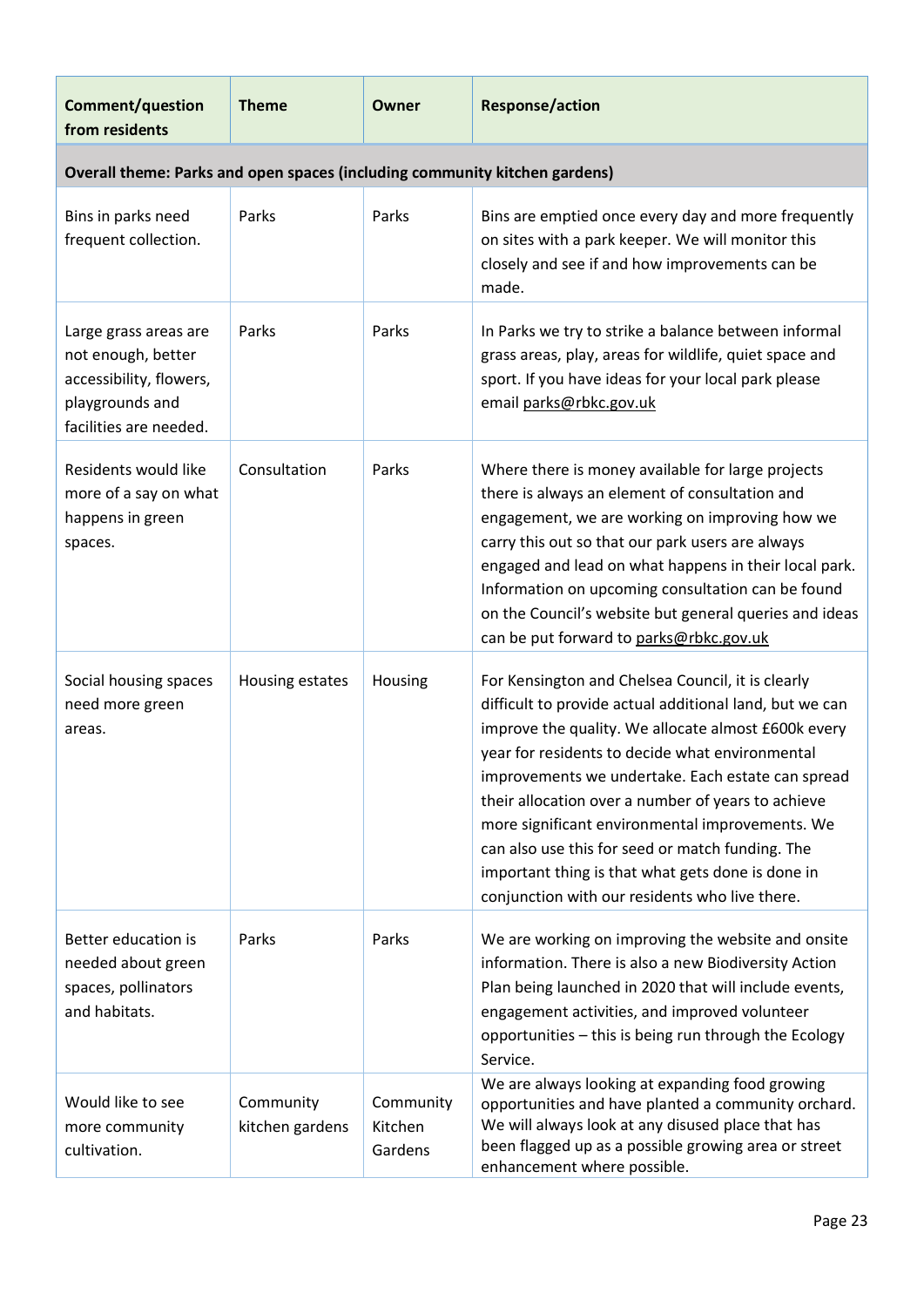| Comment/question from residents | Theme | Owner | Response/action |
|---|---|---|---|
| **Overall theme: Parks and open spaces (including community kitchen gardens)** | | | |
| Bins in parks need frequent collection. | Parks | Parks | Bins are emptied once every day and more frequently on sites with a park keeper. We will monitor this closely and see if and how improvements can be made. |
| Large grass areas are not enough, better accessibility, flowers, playgrounds and facilities are needed. | Parks | Parks | In Parks we try to strike a balance between informal grass areas, play, areas for wildlife, quiet space and sport. If you have ideas for your local park please email parks@rbkc.gov.uk |
| Residents would like more of a say on what happens in green spaces. | Consultation | Parks | Where there is money available for large projects there is always an element of consultation and engagement, we are working on improving how we carry this out so that our park users are always engaged and lead on what happens in their local park. Information on upcoming consultation can be found on the Council's website but general queries and ideas can be put forward to parks@rbkc.gov.uk |
| Social housing spaces need more green areas. | Housing estates | Housing | For Kensington and Chelsea Council, it is clearly difficult to provide actual additional land, but we can improve the quality. We allocate almost £600k every year for residents to decide what environmental improvements we undertake. Each estate can spread their allocation over a number of years to achieve more significant environmental improvements. We can also use this for seed or match funding. The important thing is that what gets done is done in conjunction with our residents who live there. |
| Better education is needed about green spaces, pollinators and habitats. | Parks | Parks | We are working on improving the website and onsite information. There is also a new Biodiversity Action Plan being launched in 2020 that will include events, engagement activities, and improved volunteer opportunities – this is being run through the Ecology Service. |
| Would like to see more community cultivation. | Community kitchen gardens | Community Kitchen Gardens | We are always looking at expanding food growing opportunities and have planted a community orchard. We will always look at any disused place that has been flagged up as a possible growing area or street enhancement where possible. |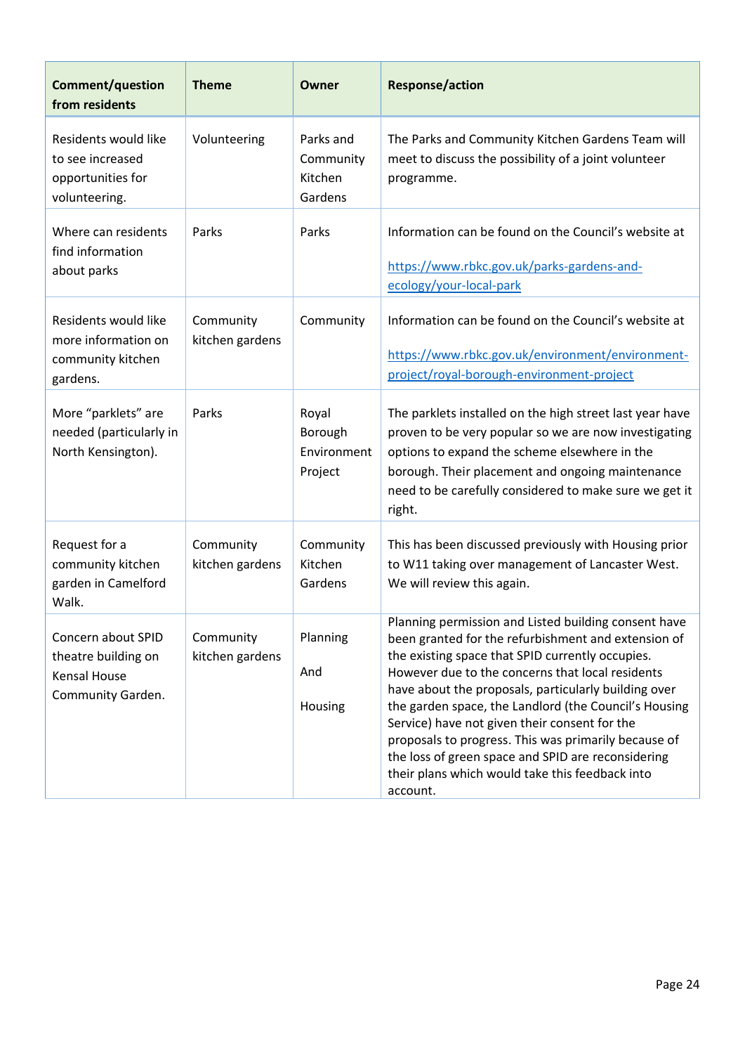| Comment/question from residents | Theme | Owner | Response/action |
|---|---|---|---|
| Residents would like to see increased opportunities for volunteering. | Volunteering | Parks and Community Kitchen Gardens | The Parks and Community Kitchen Gardens Team will meet to discuss the possibility of a joint volunteer programme. |
| Where can residents find information about parks | Parks | Parks | Information can be found on the Council's website at [https://www.rbkc.gov.uk/parks-gardens-and-ecology/your-local-park](https://www.rbkc.gov.uk/parks-gardens-and-ecology/your-local-park) |
| Residents would like more information on community kitchen gardens. | Community kitchen gardens | Community | Information can be found on the Council's website at [https://www.rbkc.gov.uk/environment/environment-project/royal-borough-environment-project](https://www.rbkc.gov.uk/environment/environment-project/royal-borough-environment-project) |
| More "parklets" are needed (particularly in North Kensington). | Parks | Royal Borough Environment Project | The parklets installed on the high street last year have proven to be very popular so we are now investigating options to expand the scheme elsewhere in the borough. Their placement and ongoing maintenance need to be carefully considered to make sure we get it right. |
| Request for a community kitchen garden in Camelford Walk. | Community kitchen gardens | Community Kitchen Gardens | This has been discussed previously with Housing prior to W11 taking over management of Lancaster West. We will review this again. |
| Concern about SPID theatre building on Kensal House Community Garden. | Community kitchen gardens | Planning And Housing | Planning permission and Listed building consent have been granted for the refurbishment and extension of the existing space that SPID currently occupies. However due to the concerns that local residents have about the proposals, particularly building over the garden space, the Landlord (the Council's Housing Service) have not given their consent for the proposals to progress. This was primarily because of the loss of green space and SPID are reconsidering their plans which would take this feedback into account. |